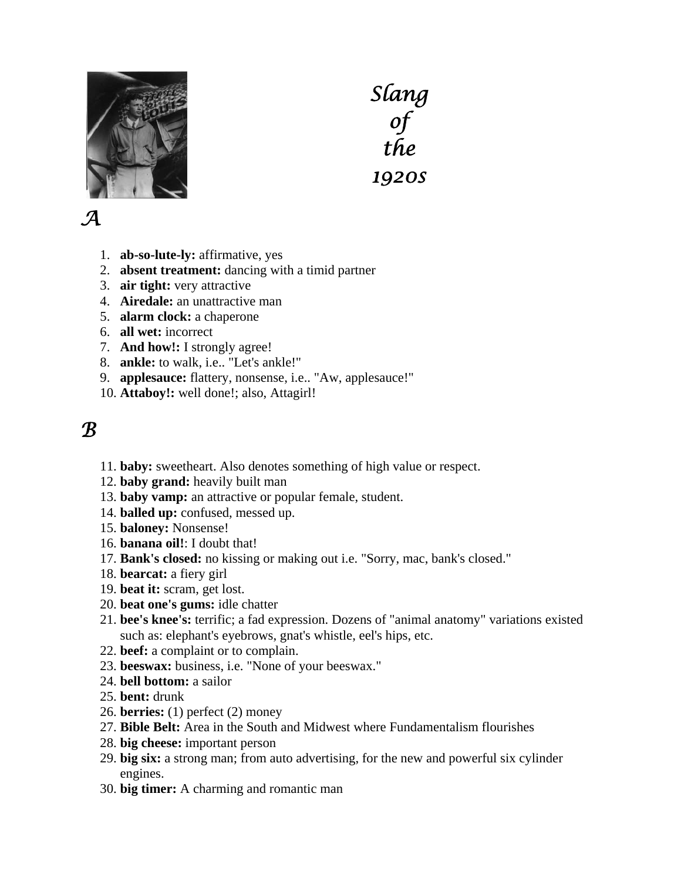# Slang of the 1920s

## A

1. **ab-so-lute-ly:** affirmative, yes
2. **absent treatment:** dancing with a timid partner
3. **air tight:** very attractive
4. **Airedale:** an unattractive man
5. **alarm clock:** a chaperone
6. **all wet:** incorrect
7. **And how!:** I strongly agree!
8. **ankle:** to walk, i.e.. "Let's ankle!"
9. **applesauce:** flattery, nonsense, i.e.. "Aw, applesauce!"
10. **Attaboy!:** well done!; also, Attagirl!

## B

11. **baby:** sweetheart. Also denotes something of high value or respect.
12. **baby grand:** heavily built man
13. **baby vamp:** an attractive or popular female, student.
14. **balled up:** confused, messed up.
15. **baloney:** Nonsense!
16. **banana oil!**: I doubt that!
17. **Bank's closed:** no kissing or making out i.e. "Sorry, mac, bank's closed."
18. **bearcat:** a fiery girl
19. **beat it:** scram, get lost.
20. **beat one's gums:** idle chatter
21. **bee's knee's:** terrific; a fad expression. Dozens of "animal anatomy" variations existed such as: elephant's eyebrows, gnat's whistle, eel's hips, etc.
22. **beef:** a complaint or to complain.
23. **beeswax:** business, i.e. "None of your beeswax."
24. **bell bottom:** a sailor
25. **bent:** drunk
26. **berries:** (1) perfect (2) money
27. **Bible Belt:** Area in the South and Midwest where Fundamentalism flourishes
28. **big cheese:** important person
29. **big six:** a strong man; from auto advertising, for the new and powerful six cylinder engines.
30. **big timer:** A charming and romantic man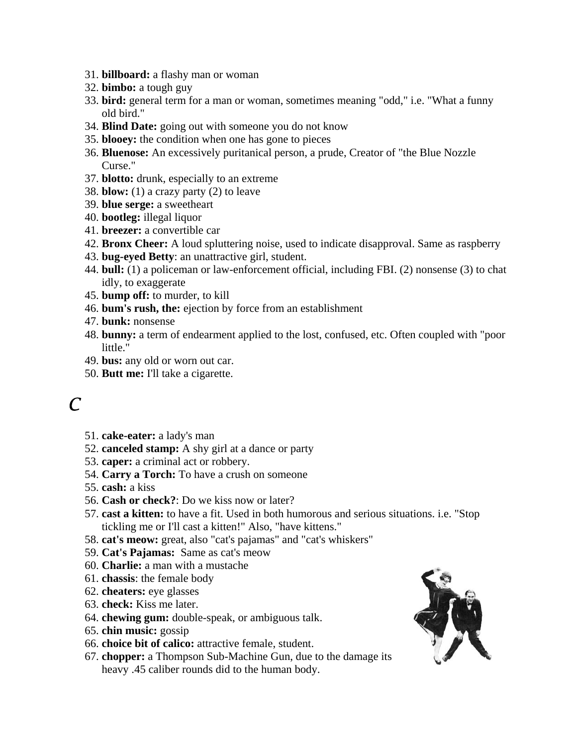31. **billboard:** a flashy man or woman
32. **bimbo:** a tough guy
33. **bird:** general term for a man or woman, sometimes meaning "odd," i.e. "What a funny old bird."
34. **Blind Date:** going out with someone you do not know
35. **blooey:** the condition when one has gone to pieces
36. **Bluenose:** An excessively puritanical person, a prude, Creator of "the Blue Nozzle Curse."
37. **blotto:** drunk, especially to an extreme
38. **blow:** (1) a crazy party (2) to leave
39. **blue serge:** a sweetheart
40. **bootleg:** illegal liquor
41. **breezer:** a convertible car
42. **Bronx Cheer:** A loud spluttering noise, used to indicate disapproval. Same as raspberry
43. **bug-eyed Betty**: an unattractive girl, student.
44. **bull:** (1) a policeman or law-enforcement official, including FBI. (2) nonsense (3) to chat idly, to exaggerate
45. **bump off:** to murder, to kill
46. **bum's rush, the:** ejection by force from an establishment
47. **bunk:** nonsense
48. **bunny:** a term of endearment applied to the lost, confused, etc. Often coupled with "poor little."
49. **bus:** any old or worn out car.
50. **Butt me:** I'll take a cigarette.

# C

51. **cake-eater:** a lady's man
52. **canceled stamp:** A shy girl at a dance or party
53. **caper:** a criminal act or robbery.
54. **Carry a Torch:** To have a crush on someone
55. **cash:** a kiss
56. **Cash or check?**: Do we kiss now or later?
57. **cast a kitten:** to have a fit. Used in both humorous and serious situations. i.e. "Stop tickling me or I'll cast a kitten!" Also, "have kittens."
58. **cat's meow:** great, also "cat's pajamas" and "cat's whiskers"
59. **Cat's Pajamas:** Same as cat's meow
60. **Charlie:** a man with a mustache
61. **chassis**: the female body
62. **cheaters:** eye glasses
63. **check:** Kiss me later.
64. **chewing gum:** double-speak, or ambiguous talk.
65. **chin music:** gossip
66. **choice bit of calico:** attractive female, student.
67. **chopper:** a Thompson Sub-Machine Gun, due to the damage its heavy .45 caliber rounds did to the human body.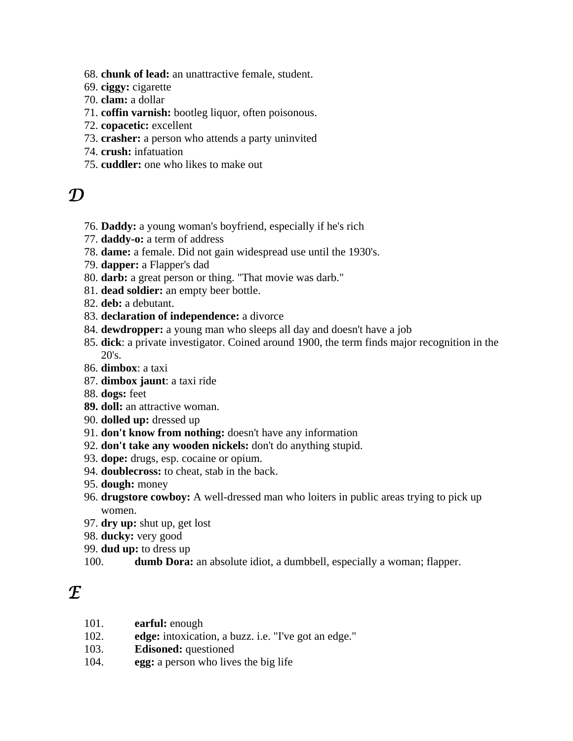68. **chunk of lead:** an unattractive female, student.
69. **ciggy:** cigarette
70. **clam:** a dollar
71. **coffin varnish:** bootleg liquor, often poisonous.
72. **copacetic:** excellent
73. **crasher:** a person who attends a party uninvited
74. **crush:** infatuation
75. **cuddler:** one who likes to make out

## D

76. **Daddy:** a young woman's boyfriend, especially if he's rich
77. **daddy-o:** a term of address
78. **dame:** a female. Did not gain widespread use until the 1930's.
79. **dapper:** a Flapper's dad
80. **darb:** a great person or thing. "That movie was darb."
81. **dead soldier:** an empty beer bottle.
82. **deb:** a debutant.
83. **declaration of independence:** a divorce
84. **dewdropper:** a young man who sleeps all day and doesn't have a job
85. **dick**: a private investigator. Coined around 1900, the term finds major recognition in the 20's.
86. **dimbox**: a taxi
87. **dimbox jaunt**: a taxi ride
88. **dogs:** feet
89. **doll:** an attractive woman.
90. **dolled up:** dressed up
91. **don't know from nothing:** doesn't have any information
92. **don't take any wooden nickels:** don't do anything stupid.
93. **dope:** drugs, esp. cocaine or opium.
94. **doublecross:** to cheat, stab in the back.
95. **dough:** money
96. **drugstore cowboy:** A well-dressed man who loiters in public areas trying to pick up women.
97. **dry up:** shut up, get lost
98. **ducky:** very good
99. **dud up:** to dress up
100. **dumb Dora:** an absolute idiot, a dumbbell, especially a woman; flapper.

## E

101. **earful:** enough
102. **edge:** intoxication, a buzz. i.e. "I've got an edge."
103. **Edisoned:** questioned
104. **egg:** a person who lives the big life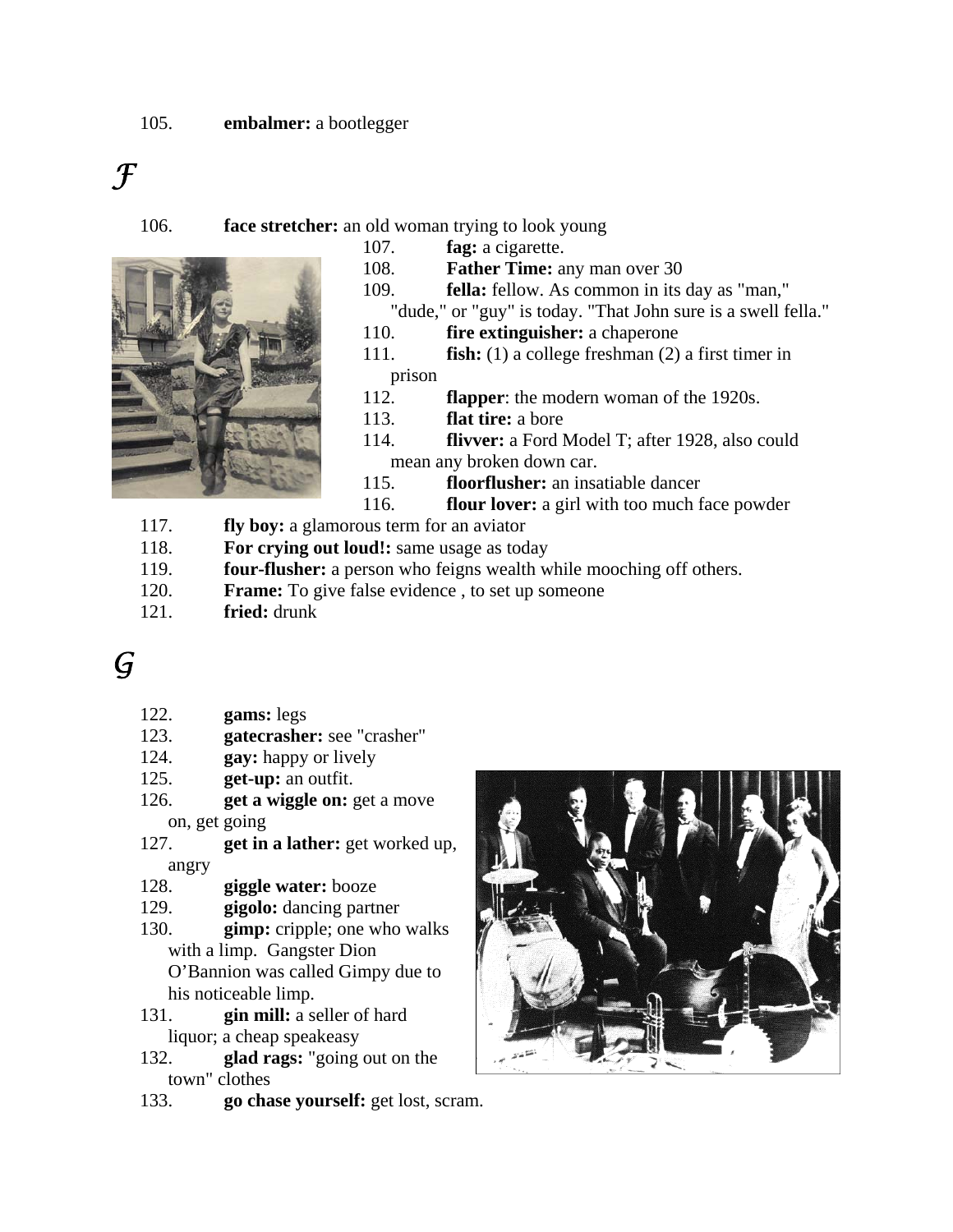105. **embalmer:** a bootlegger

# F

106. **face stretcher:** an old woman trying to look young
107. **fag:** a cigarette.
108. **Father Time:** any man over 30
109. **fella:** fellow. As common in its day as "man," "dude," or "guy" is today. "That John sure is a swell fella."
110. **fire extinguisher:** a chaperone
111. **fish:** (1) a college freshman (2) a first timer in prison
112. **flapper**: the modern woman of the 1920s.
113. **flat tire:** a bore
114. **flivver:** a Ford Model T; after 1928, also could mean any broken down car.
115. **floorflusher:** an insatiable dancer
116. **flour lover:** a girl with too much face powder
117. **fly boy:** a glamorous term for an aviator
118. **For crying out loud!:** same usage as today
119. **four-flusher:** a person who feigns wealth while mooching off others.
120. **Frame:** To give false evidence , to set up someone
121. **fried:** drunk

# G

122. **gams:** legs
123. **gatecrasher:** see "crasher"
124. **gay:** happy or lively
125. **get-up:** an outfit.
126. **get a wiggle on:** get a move on, get going
127. **get in a lather:** get worked up, angry
128. **giggle water:** booze
129. **gigolo:** dancing partner
130. **gimp:** cripple; one who walks with a limp. Gangster Dion O'Bannion was called Gimpy due to his noticeable limp.
131. **gin mill:** a seller of hard liquor; a cheap speakeasy
132. **glad rags:** "going out on the town" clothes
133. **go chase yourself:** get lost, scram.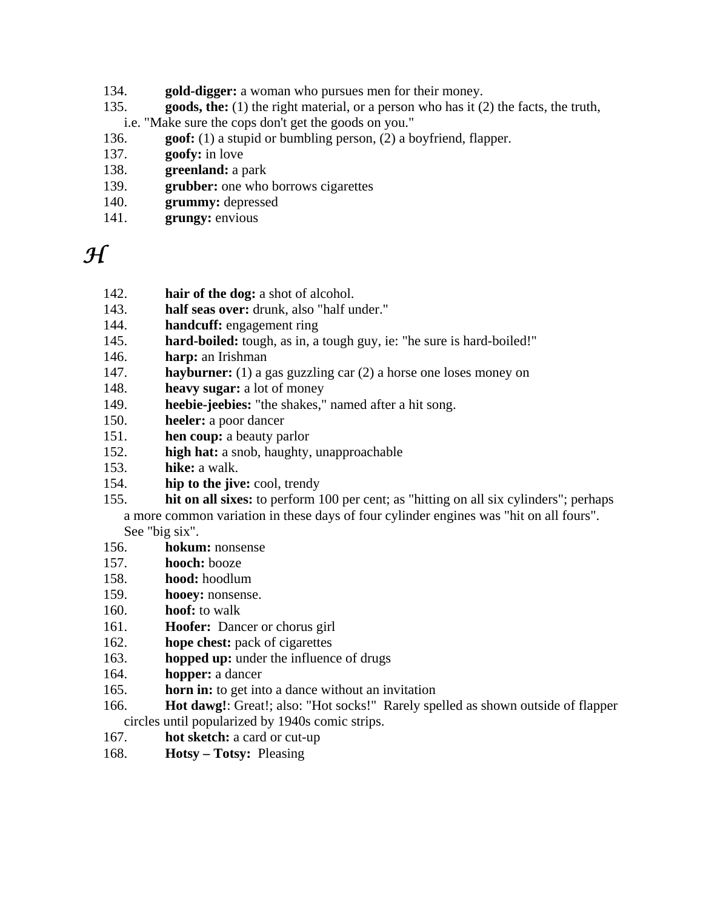134. **gold-digger:** a woman who pursues men for their money.
135. **goods, the:** (1) the right material, or a person who has it (2) the facts, the truth, i.e. "Make sure the cops don't get the goods on you."
136. **goof:** (1) a stupid or bumbling person, (2) a boyfriend, flapper.
137. **goofy:** in love
138. **greenland:** a park
139. **grubber:** one who borrows cigarettes
140. **grummy:** depressed
141. **grungy:** envious

## *H*

142. **hair of the dog:** a shot of alcohol.
143. **half seas over:** drunk, also "half under."
144. **handcuff:** engagement ring
145. **hard-boiled:** tough, as in, a tough guy, ie: "he sure is hard-boiled!"
146. **harp:** an Irishman
147. **hayburner:** (1) a gas guzzling car (2) a horse one loses money on
148. **heavy sugar:** a lot of money
149. **heebie-jeebies:** "the shakes," named after a hit song.
150. **heeler:** a poor dancer
151. **hen coup:** a beauty parlor
152. **high hat:** a snob, haughty, unapproachable
153. **hike:** a walk.
154. **hip to the jive:** cool, trendy
155. **hit on all sixes:** to perform 100 per cent; as "hitting on all six cylinders"; perhaps a more common variation in these days of four cylinder engines was "hit on all fours". See "big six".
156. **hokum:** nonsense
157. **hooch:** booze
158. **hood:** hoodlum
159. **hooey:** nonsense.
160. **hoof:** to walk
161. **Hoofer:** Dancer or chorus girl
162. **hope chest:** pack of cigarettes
163. **hopped up:** under the influence of drugs
164. **hopper:** a dancer
165. **horn in:** to get into a dance without an invitation
166. **Hot dawg!**: Great!; also: "Hot socks!" Rarely spelled as shown outside of flapper circles until popularized by 1940s comic strips.
167. **hot sketch:** a card or cut-up
168. **Hotsy – Totsy:** Pleasing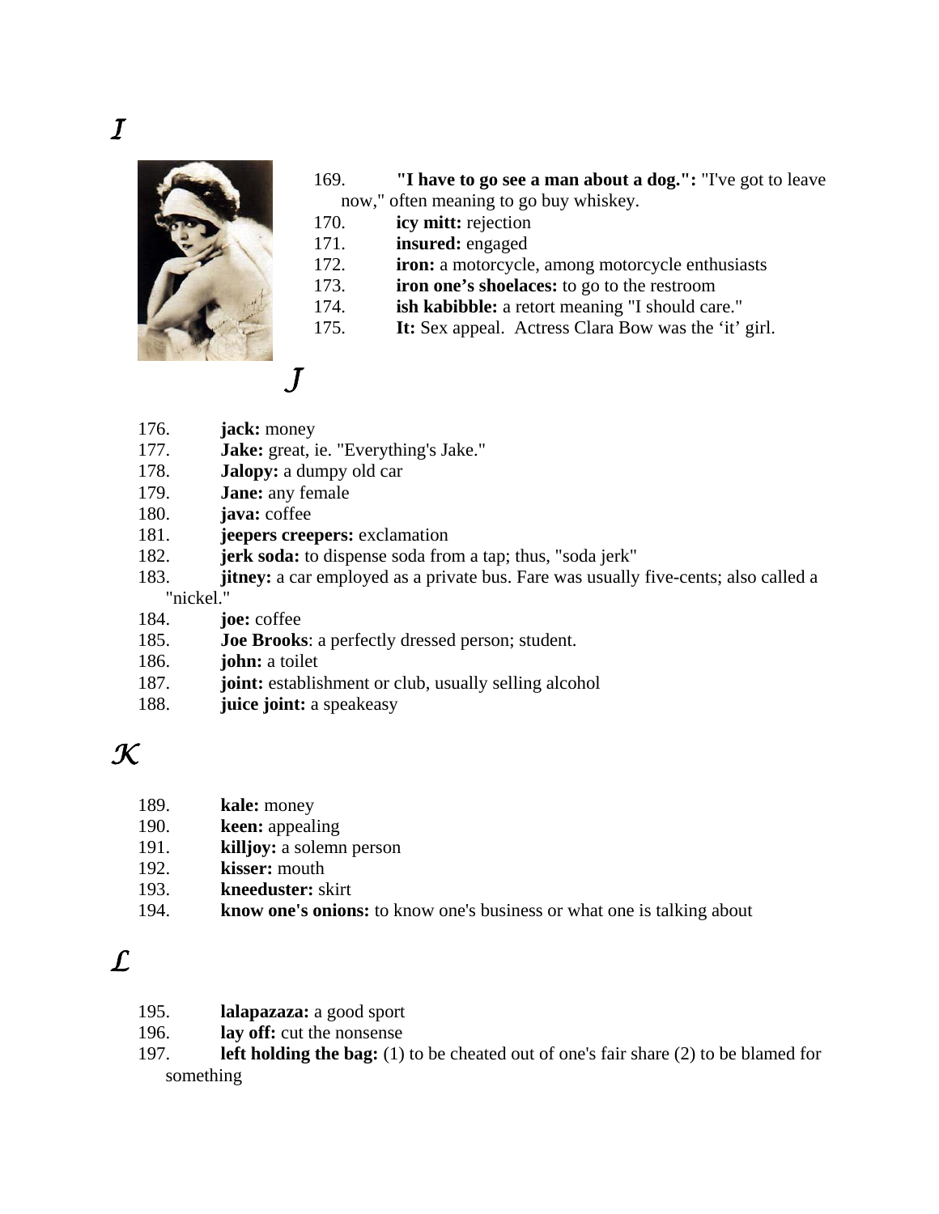# I

169. **"I have to go see a man about a dog.":** "I've got to leave now," often meaning to go buy whiskey.
170. **icy mitt:** rejection
171. **insured:** engaged
172. **iron:** a motorcycle, among motorcycle enthusiasts
173. **iron one's shoelaces:** to go to the restroom
174. **ish kabibble:** a retort meaning "I should care."
175. **It:** Sex appeal. Actress Clara Bow was the 'it' girl.

# J

176. **jack:** money
177. **Jake:** great, ie. "Everything's Jake."
178. **Jalopy:** a dumpy old car
179. **Jane:** any female
180. **java:** coffee
181. **jeepers creepers:** exclamation
182. **jerk soda:** to dispense soda from a tap; thus, "soda jerk"
183. **jitney:** a car employed as a private bus. Fare was usually five-cents; also called a "nickel."
184. **joe:** coffee
185. **Joe Brooks**: a perfectly dressed person; student.
186. **john:** a toilet
187. **joint:** establishment or club, usually selling alcohol
188. **juice joint:** a speakeasy

# K

189. **kale:** money
190. **keen:** appealing
191. **killjoy:** a solemn person
192. **kisser:** mouth
193. **kneeduster:** skirt
194. **know one's onions:** to know one's business or what one is talking about

# L

195. **lalapazaza:** a good sport
196. **lay off:** cut the nonsense
197. **left holding the bag:** (1) to be cheated out of one's fair share (2) to be blamed for something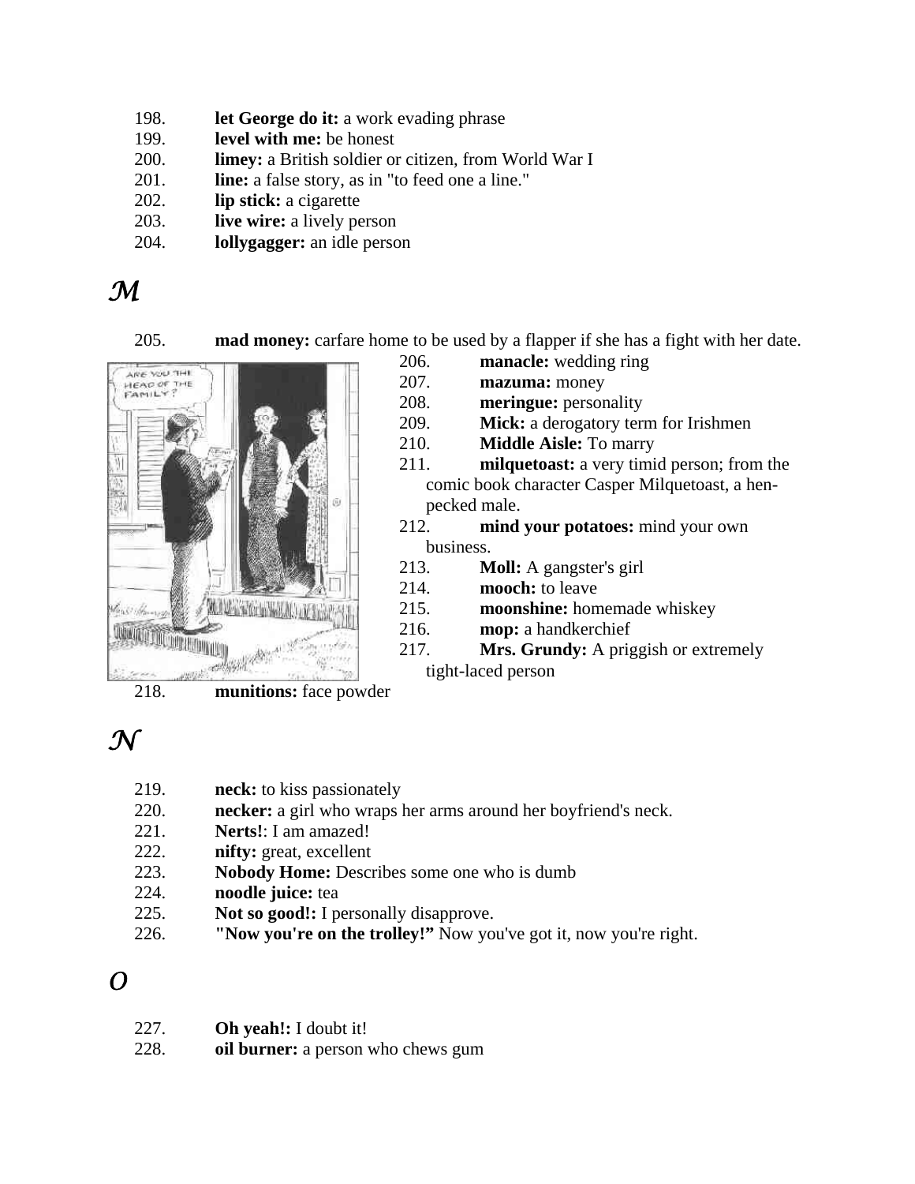198. **let George do it:** a work evading phrase
199. **level with me:** be honest
200. **limey:** a British soldier or citizen, from World War I
201. **line:** a false story, as in "to feed one a line."
202. **lip stick:** a cigarette
203. **live wire:** a lively person
204. **lollygagger:** an idle person

## M

205. **mad money:** carfare home to be used by a flapper if she has a fight with her date.
206. **manacle:** wedding ring
207. **mazuma:** money
208. **meringue:** personality
209. **Mick:** a derogatory term for Irishmen
210. **Middle Aisle:** To marry
211. **milquetoast:** a very timid person; from the comic book character Casper Milquetoast, a hen-pecked male.
212. **mind your potatoes:** mind your own business.
213. **Moll:** A gangster's girl
214. **mooch:** to leave
215. **moonshine:** homemade whiskey
216. **mop:** a handkerchief
217. **Mrs. Grundy:** A priggish or extremely tight-laced person
218. **munitions:** face powder

## N

219. **neck:** to kiss passionately
220. **necker:** a girl who wraps her arms around her boyfriend's neck.
221. **Nerts!**: I am amazed!
222. **nifty:** great, excellent
223. **Nobody Home:** Describes some one who is dumb
224. **noodle juice:** tea
225. **Not so good!:** I personally disapprove.
226. **"Now you're on the trolley!"** Now you've got it, now you're right.

## O

227. **Oh yeah!:** I doubt it!
228. **oil burner:** a person who chews gum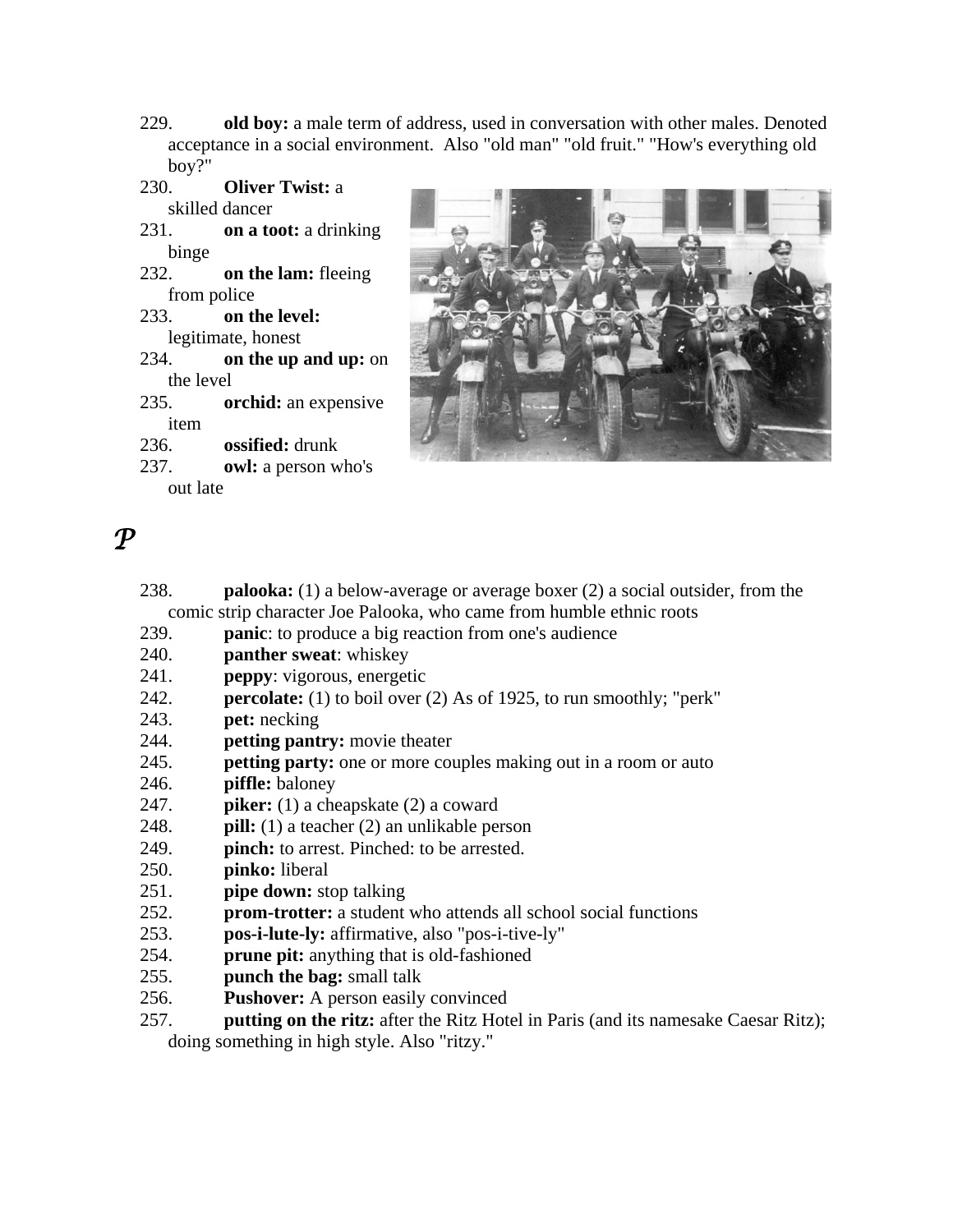229. **old boy:** a male term of address, used in conversation with other males. Denoted acceptance in a social environment. Also "old man" "old fruit." "How's everything old boy?"
230. **Oliver Twist:** a skilled dancer
231. **on a toot:** a drinking binge
232. **on the lam:** fleeing from police
233. **on the level:** legitimate, honest
234. **on the up and up:** on the level
235. **orchid:** an expensive item
236. **ossified:** drunk
237. **owl:** a person who's out late

## P

238. **palooka:** (1) a below-average or average boxer (2) a social outsider, from the comic strip character Joe Palooka, who came from humble ethnic roots
239. **panic**: to produce a big reaction from one's audience
240. **panther sweat**: whiskey
241. **peppy**: vigorous, energetic
242. **percolate:** (1) to boil over (2) As of 1925, to run smoothly; "perk"
243. **pet:** necking
244. **petting pantry:** movie theater
245. **petting party:** one or more couples making out in a room or auto
246. **piffle:** baloney
247. **piker:** (1) a cheapskate (2) a coward
248. **pill:** (1) a teacher (2) an unlikable person
249. **pinch:** to arrest. Pinched: to be arrested.
250. **pinko:** liberal
251. **pipe down:** stop talking
252. **prom-trotter:** a student who attends all school social functions
253. **pos-i-lute-ly:** affirmative, also "pos-i-tive-ly"
254. **prune pit:** anything that is old-fashioned
255. **punch the bag:** small talk
256. **Pushover:** A person easily convinced
257. **putting on the ritz:** after the Ritz Hotel in Paris (and its namesake Caesar Ritz); doing something in high style. Also "ritzy."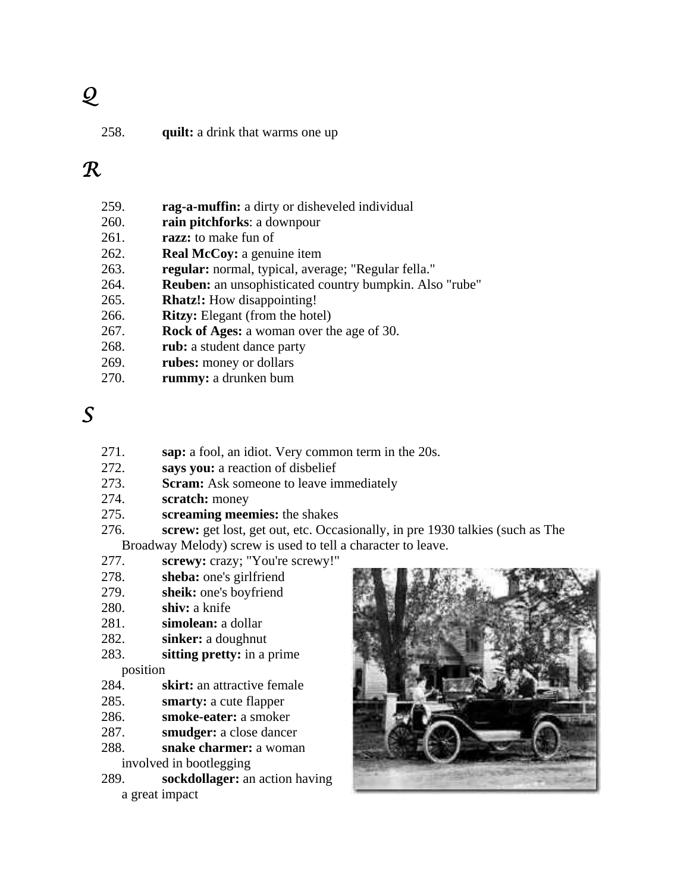# Q

258. **quilt:** a drink that warms one up

# R

259. **rag-a-muffin:** a dirty or disheveled individual
260. **rain pitchforks**: a downpour
261. **razz:** to make fun of
262. **Real McCoy:** a genuine item
263. **regular:** normal, typical, average; "Regular fella."
264. **Reuben:** an unsophisticated country bumpkin. Also "rube"
265. **Rhatz!:** How disappointing!
266. **Ritzy:** Elegant (from the hotel)
267. **Rock of Ages:** a woman over the age of 30.
268. **rub:** a student dance party
269. **rubes:** money or dollars
270. **rummy:** a drunken bum

# S

271. **sap:** a fool, an idiot. Very common term in the 20s.
272. **says you:** a reaction of disbelief
273. **Scram:** Ask someone to leave immediately
274. **scratch:** money
275. **screaming meemies:** the shakes
276. **screw:** get lost, get out, etc. Occasionally, in pre 1930 talkies (such as The Broadway Melody) screw is used to tell a character to leave.
277. **screwy:** crazy; "You're screwy!"
278. **sheba:** one's girlfriend
279. **sheik:** one's boyfriend
280. **shiv:** a knife
281. **simolean:** a dollar
282. **sinker:** a doughnut
283. **sitting pretty:** in a prime position
284. **skirt:** an attractive female
285. **smarty:** a cute flapper
286. **smoke-eater:** a smoker
287. **smudger:** a close dancer
288. **snake charmer:** a woman involved in bootlegging
289. **sockdollager:** an action having a great impact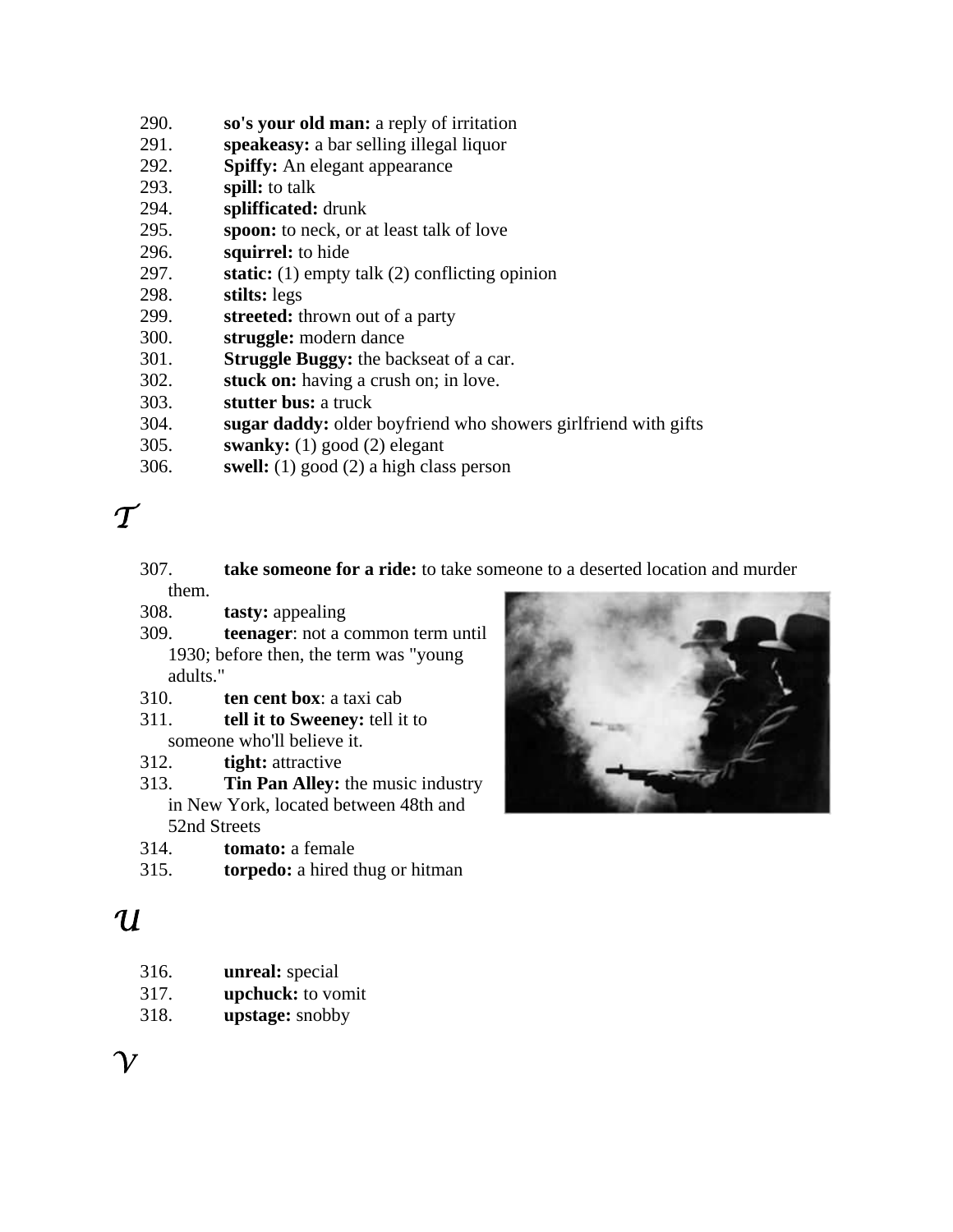290. **so's your old man:** a reply of irritation
291. **speakeasy:** a bar selling illegal liquor
292. **Spiffy:** An elegant appearance
293. **spill:** to talk
294. **splifficated:** drunk
295. **spoon:** to neck, or at least talk of love
296. **squirrel:** to hide
297. **static:** (1) empty talk (2) conflicting opinion
298. **stilts:** legs
299. **streeted:** thrown out of a party
300. **struggle:** modern dance
301. **Struggle Buggy:** the backseat of a car.
302. **stuck on:** having a crush on; in love.
303. **stutter bus:** a truck
304. **sugar daddy:** older boyfriend who showers girlfriend with gifts
305. **swanky:** (1) good (2) elegant
306. **swell:** (1) good (2) a high class person

# T

307. **take someone for a ride:** to take someone to a deserted location and murder them.
308. **tasty:** appealing
309. **teenager**: not a common term until 1930; before then, the term was "young adults."
310. **ten cent box**: a taxi cab
311. **tell it to Sweeney:** tell it to someone who'll believe it.
312. **tight:** attractive
313. **Tin Pan Alley:** the music industry in New York, located between 48th and 52nd Streets
314. **tomato:** a female
315. **torpedo:** a hired thug or hitman

# U

316. **unreal:** special
317. **upchuck:** to vomit
318. **upstage:** snobby

# V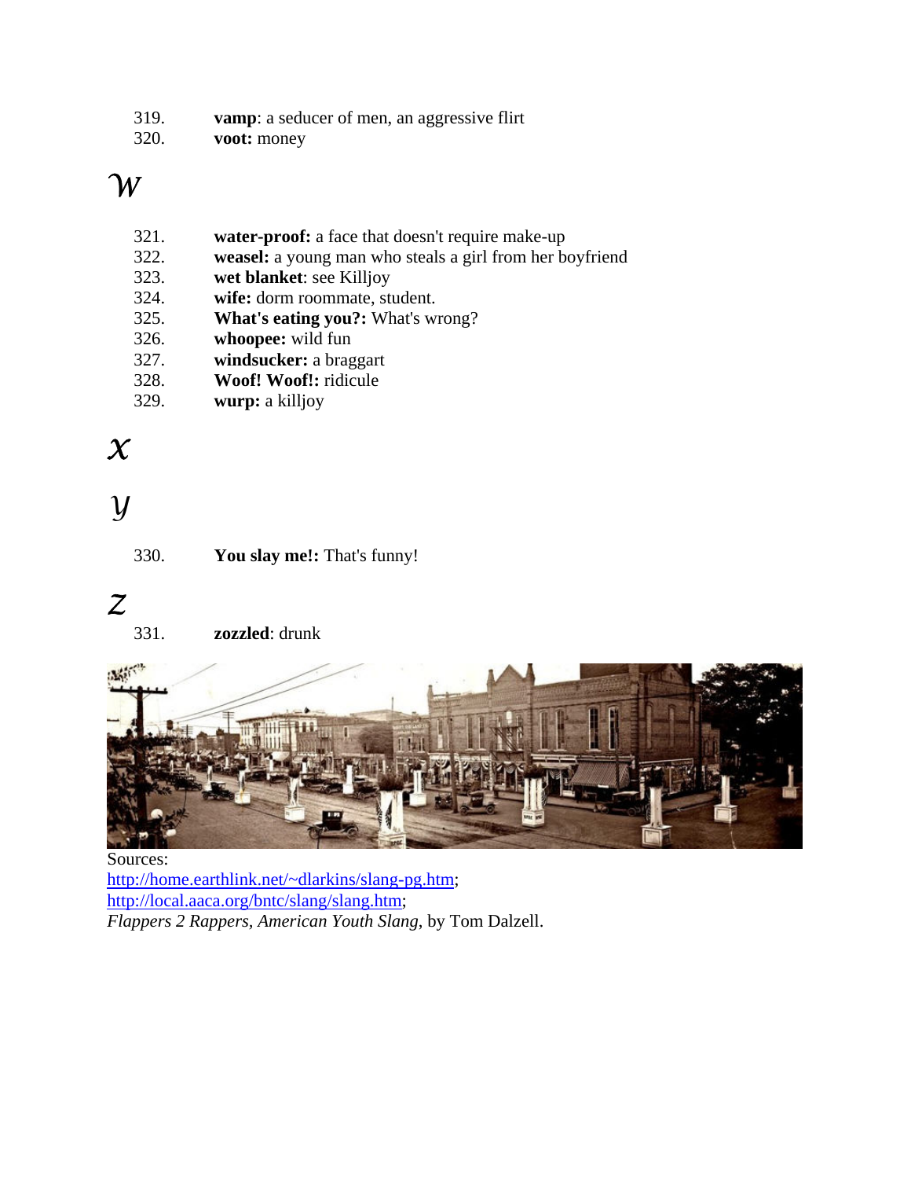319. **vamp**: a seducer of men, an aggressive flirt
320. **voot:** money

## W

321. **water-proof:** a face that doesn't require make-up
322. **weasel:** a young man who steals a girl from her boyfriend
323. **wet blanket**: see Killjoy
324. **wife:** dorm roommate, student.
325. **What's eating you?:** What's wrong?
326. **whoopee:** wild fun
327. **windsucker:** a braggart
328. **Woof! Woof!:** ridicule
329. **wurp:** a killjoy

## X

## Y

330. **You slay me!:** That's funny!

## Z

331. **zozzled**: drunk

Sources:
http://home.earthlink.net/~dlarkins/slang-pg.htm;
http://local.aaca.org/bntc/slang/slang.htm;
*Flappers 2 Rappers, American Youth Slang*, by Tom Dalzell.